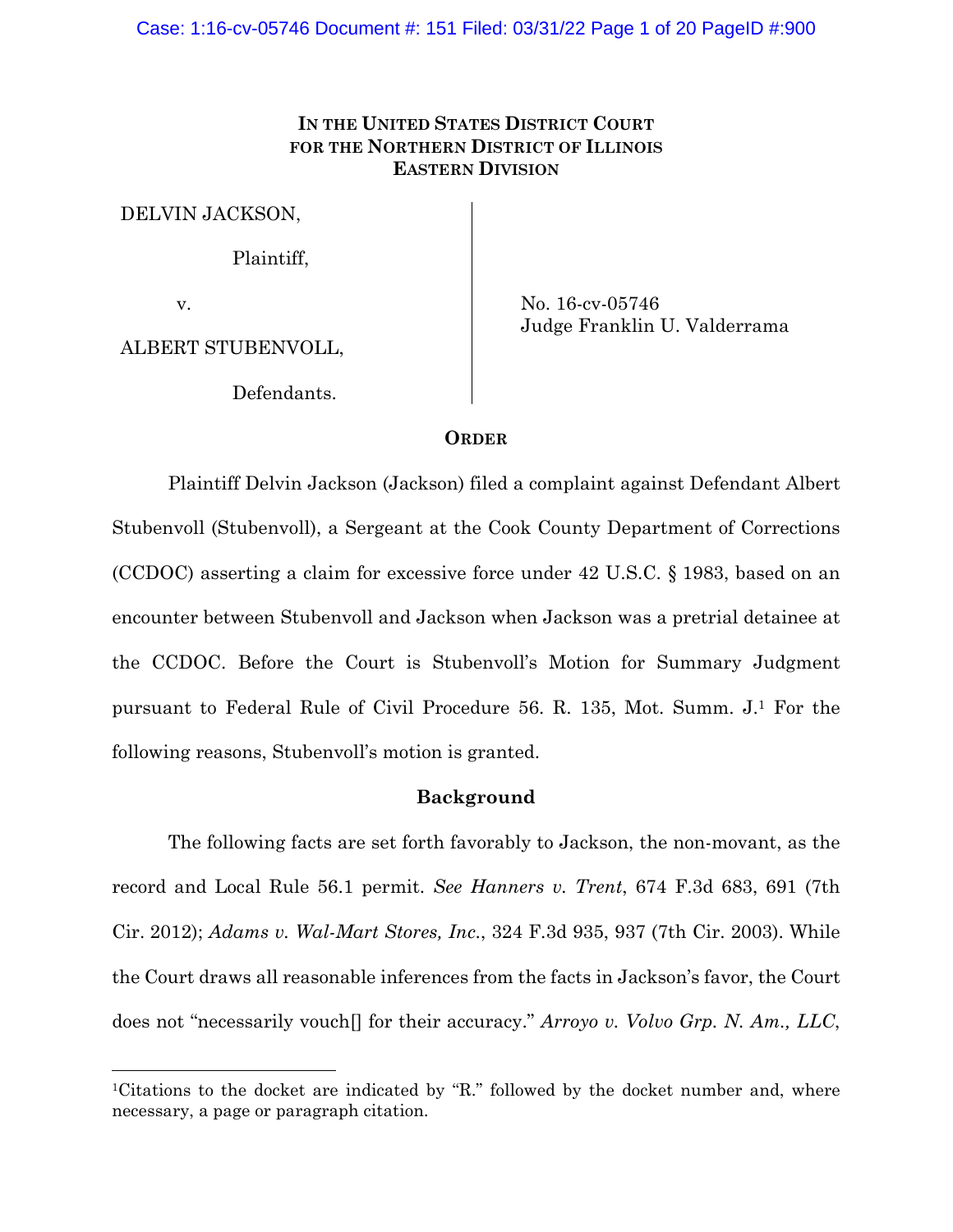**IN THE UNITED STATES DISTRICT COURT**
**FOR THE NORTHERN DISTRICT OF ILLINOIS**
**EASTERN DIVISION**

DELVIN JACKSON,

Plaintiff,

v.

ALBERT STUBENVOLL,

Defendants.

No. 16-cv-05746
Judge Franklin U. Valderrama

## ORDER

Plaintiff Delvin Jackson (Jackson) filed a complaint against Defendant Albert Stubenvoll (Stubenvoll), a Sergeant at the Cook County Department of Corrections (CCDOC) asserting a claim for excessive force under 42 U.S.C. § 1983, based on an encounter between Stubenvoll and Jackson when Jackson was a pretrial detainee at the CCDOC. Before the Court is Stubenvoll's Motion for Summary Judgment pursuant to Federal Rule of Civil Procedure 56. R. 135, Mot. Summ. J.[1] For the following reasons, Stubenvoll's motion is granted.

### Background

The following facts are set forth favorably to Jackson, the non-movant, as the record and Local Rule 56.1 permit. *See Hanners v. Trent*, 674 F.3d 683, 691 (7th Cir. 2012); *Adams v. Wal-Mart Stores, Inc.*, 324 F.3d 935, 937 (7th Cir. 2003). While the Court draws all reasonable inferences from the facts in Jackson's favor, the Court does not "necessarily vouch[] for their accuracy." *Arroyo v. Volvo Grp. N. Am., LLC*,

[1]Citations to the docket are indicated by "R." followed by the docket number and, where necessary, a page or paragraph citation.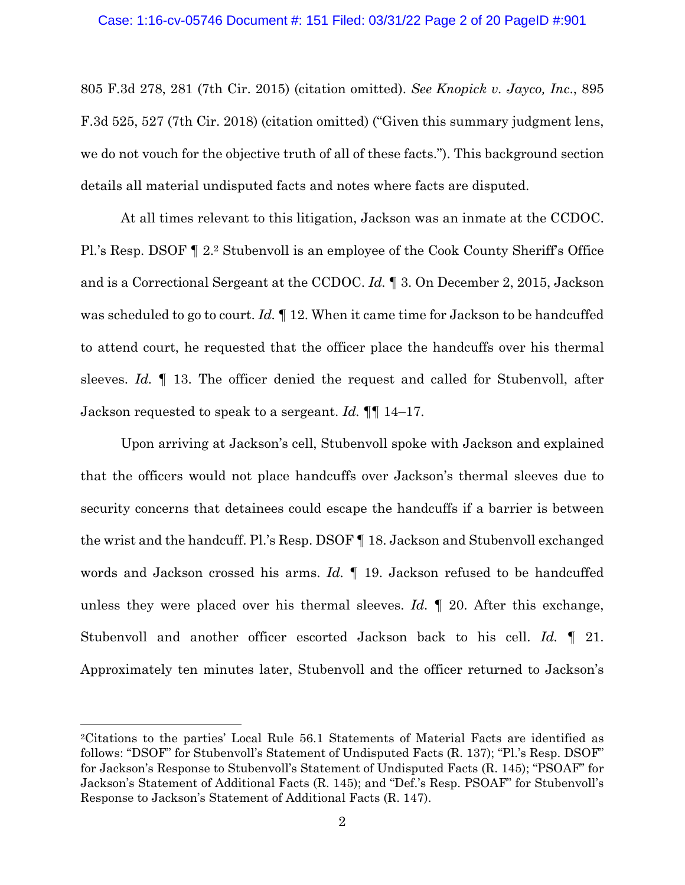805 F.3d 278, 281 (7th Cir. 2015) (citation omitted). *See Knopick v. Jayco, Inc.*, 895 F.3d 525, 527 (7th Cir. 2018) (citation omitted) ("Given this summary judgment lens, we do not vouch for the objective truth of all of these facts."). This background section details all material undisputed facts and notes where facts are disputed.

At all times relevant to this litigation, Jackson was an inmate at the CCDOC. Pl.'s Resp. DSOF ¶ 2.[2] Stubenvoll is an employee of the Cook County Sheriff's Office and is a Correctional Sergeant at the CCDOC. *Id.* ¶ 3. On December 2, 2015, Jackson was scheduled to go to court. *Id.* ¶ 12. When it came time for Jackson to be handcuffed to attend court, he requested that the officer place the handcuffs over his thermal sleeves. *Id.* ¶ 13. The officer denied the request and called for Stubenvoll, after Jackson requested to speak to a sergeant. *Id.* ¶¶ 14–17.

Upon arriving at Jackson's cell, Stubenvoll spoke with Jackson and explained that the officers would not place handcuffs over Jackson's thermal sleeves due to security concerns that detainees could escape the handcuffs if a barrier is between the wrist and the handcuff. Pl.'s Resp. DSOF ¶ 18. Jackson and Stubenvoll exchanged words and Jackson crossed his arms. *Id.* ¶ 19. Jackson refused to be handcuffed unless they were placed over his thermal sleeves. *Id.* ¶ 20. After this exchange, Stubenvoll and another officer escorted Jackson back to his cell. *Id.* ¶ 21. Approximately ten minutes later, Stubenvoll and the officer returned to Jackson's

---

[2]Citations to the parties' Local Rule 56.1 Statements of Material Facts are identified as follows: "DSOF" for Stubenvoll's Statement of Undisputed Facts (R. 137); "Pl.'s Resp. DSOF" for Jackson's Response to Stubenvoll's Statement of Undisputed Facts (R. 145); "PSOAF" for Jackson's Statement of Additional Facts (R. 145); and "Def.'s Resp. PSOAF" for Stubenvoll's Response to Jackson's Statement of Additional Facts (R. 147).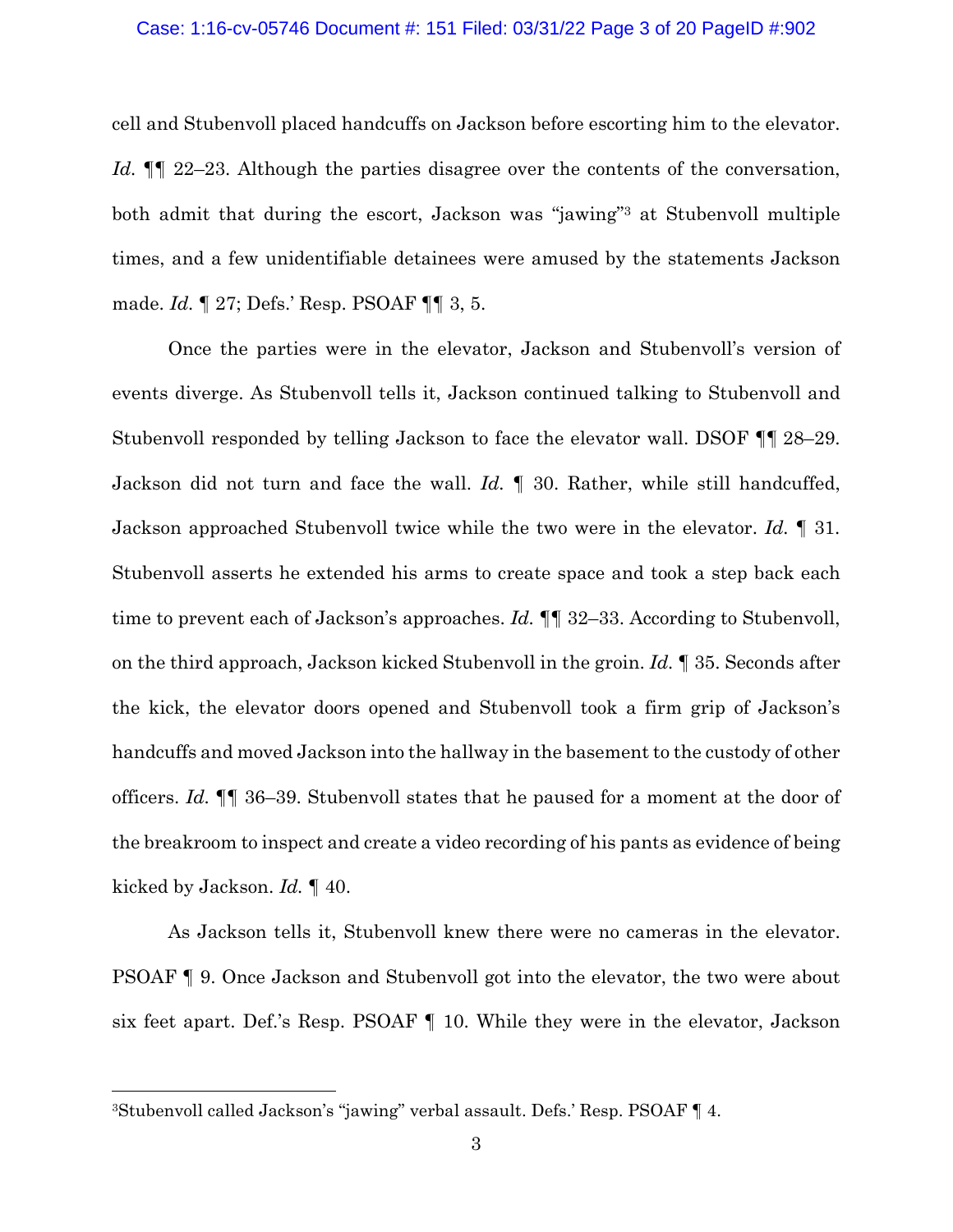cell and Stubenvoll placed handcuffs on Jackson before escorting him to the elevator. *Id.* ¶¶ 22–23. Although the parties disagree over the contents of the conversation, both admit that during the escort, Jackson was "jawing"[3] at Stubenvoll multiple times, and a few unidentifiable detainees were amused by the statements Jackson made. *Id.* ¶ 27; Defs.' Resp. PSOAF ¶¶ 3, 5.

Once the parties were in the elevator, Jackson and Stubenvoll's version of events diverge. As Stubenvoll tells it, Jackson continued talking to Stubenvoll and Stubenvoll responded by telling Jackson to face the elevator wall. DSOF ¶¶ 28–29. Jackson did not turn and face the wall. *Id.* ¶ 30. Rather, while still handcuffed, Jackson approached Stubenvoll twice while the two were in the elevator. *Id.* ¶ 31. Stubenvoll asserts he extended his arms to create space and took a step back each time to prevent each of Jackson's approaches. *Id.* ¶¶ 32–33. According to Stubenvoll, on the third approach, Jackson kicked Stubenvoll in the groin. *Id.* ¶ 35. Seconds after the kick, the elevator doors opened and Stubenvoll took a firm grip of Jackson's handcuffs and moved Jackson into the hallway in the basement to the custody of other officers. *Id.* ¶¶ 36–39. Stubenvoll states that he paused for a moment at the door of the breakroom to inspect and create a video recording of his pants as evidence of being kicked by Jackson. *Id.* ¶ 40.

As Jackson tells it, Stubenvoll knew there were no cameras in the elevator. PSOAF ¶ 9. Once Jackson and Stubenvoll got into the elevator, the two were about six feet apart. Def.'s Resp. PSOAF ¶ 10. While they were in the elevator, Jackson

---

[3] Stubenvoll called Jackson's "jawing" verbal assault. Defs.' Resp. PSOAF ¶ 4.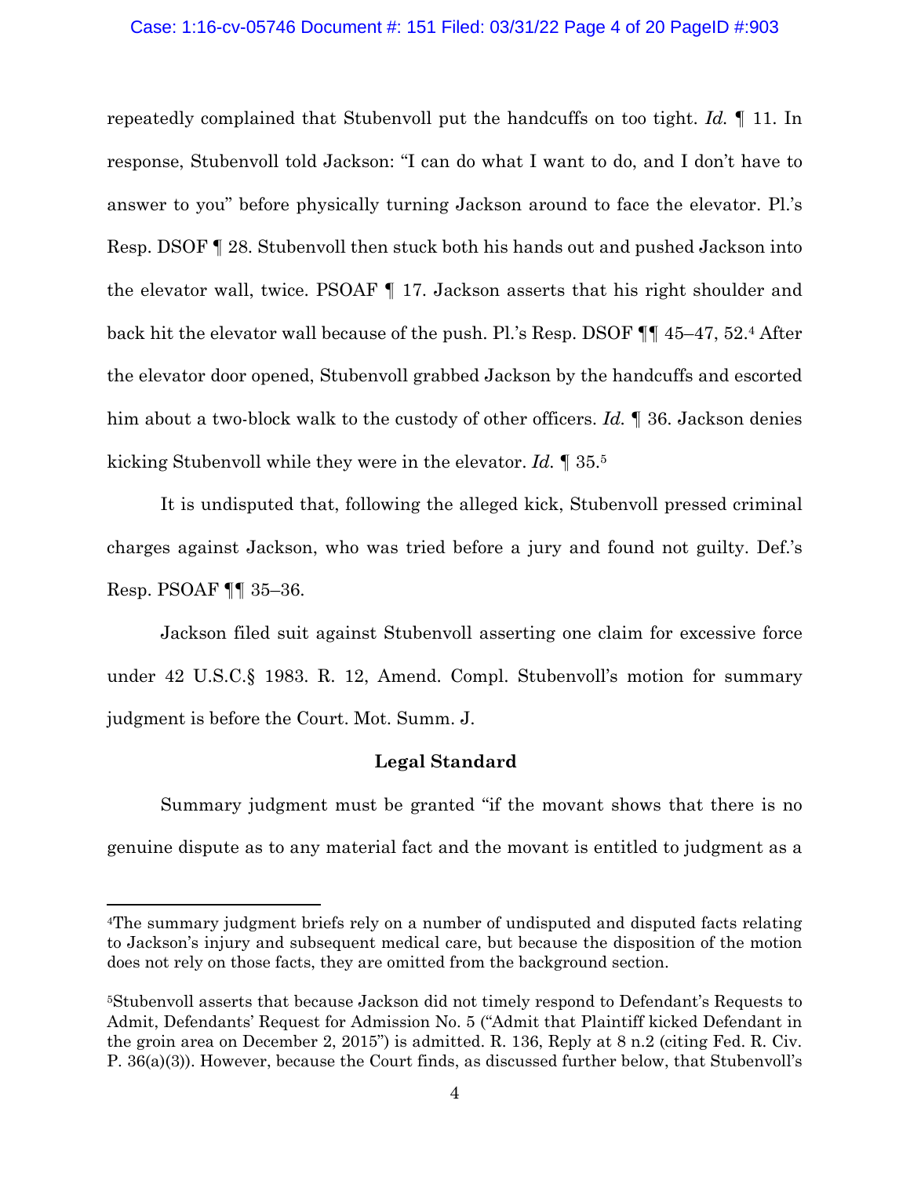repeatedly complained that Stubenvoll put the handcuffs on too tight. *Id.* ¶ 11. In response, Stubenvoll told Jackson: "I can do what I want to do, and I don't have to answer to you" before physically turning Jackson around to face the elevator. Pl.'s Resp. DSOF ¶ 28. Stubenvoll then stuck both his hands out and pushed Jackson into the elevator wall, twice. PSOAF ¶ 17. Jackson asserts that his right shoulder and back hit the elevator wall because of the push. Pl.'s Resp. DSOF ¶¶ 45–47, 52.[4] After the elevator door opened, Stubenvoll grabbed Jackson by the handcuffs and escorted him about a two-block walk to the custody of other officers. *Id.* ¶ 36. Jackson denies kicking Stubenvoll while they were in the elevator. *Id.* ¶ 35.[5]

It is undisputed that, following the alleged kick, Stubenvoll pressed criminal charges against Jackson, who was tried before a jury and found not guilty. Def.'s Resp. PSOAF ¶¶ 35–36.

Jackson filed suit against Stubenvoll asserting one claim for excessive force under 42 U.S.C.§ 1983. R. 12, Amend. Compl. Stubenvoll's motion for summary judgment is before the Court. Mot. Summ. J.

### Legal Standard

Summary judgment must be granted "if the movant shows that there is no genuine dispute as to any material fact and the movant is entitled to judgment as a

---

[4]The summary judgment briefs rely on a number of undisputed and disputed facts relating to Jackson's injury and subsequent medical care, but because the disposition of the motion does not rely on those facts, they are omitted from the background section.

[5]Stubenvoll asserts that because Jackson did not timely respond to Defendant's Requests to Admit, Defendants' Request for Admission No. 5 ("Admit that Plaintiff kicked Defendant in the groin area on December 2, 2015") is admitted. R. 136, Reply at 8 n.2 (citing Fed. R. Civ. P. 36(a)(3)). However, because the Court finds, as discussed further below, that Stubenvoll's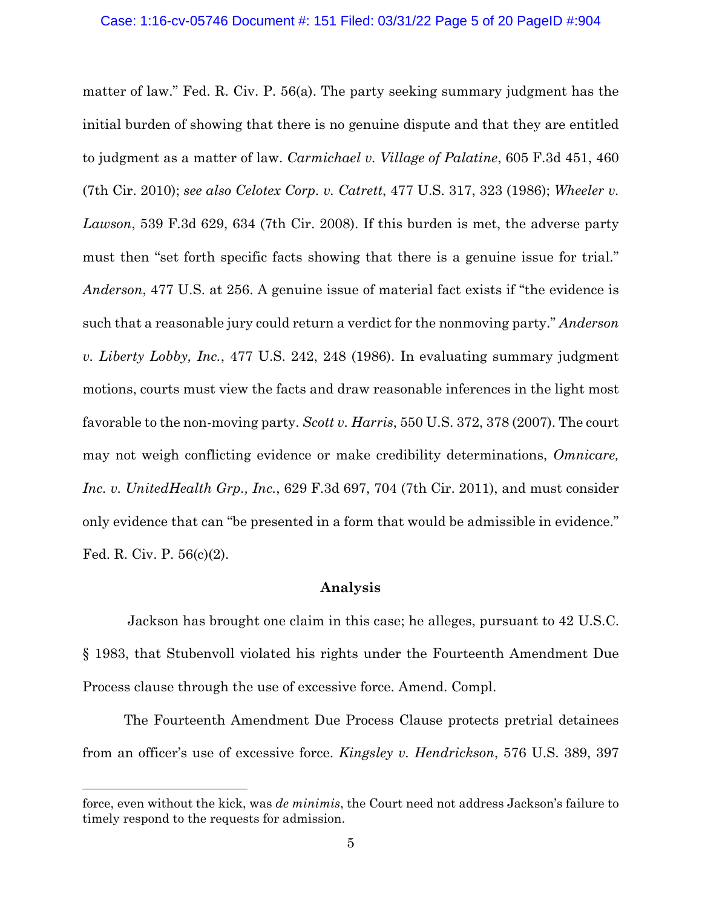matter of law." Fed. R. Civ. P. 56(a). The party seeking summary judgment has the initial burden of showing that there is no genuine dispute and that they are entitled to judgment as a matter of law. *Carmichael v. Village of Palatine*, 605 F.3d 451, 460 (7th Cir. 2010); *see also Celotex Corp. v. Catrett*, 477 U.S. 317, 323 (1986); *Wheeler v. Lawson*, 539 F.3d 629, 634 (7th Cir. 2008). If this burden is met, the adverse party must then "set forth specific facts showing that there is a genuine issue for trial." *Anderson*, 477 U.S. at 256. A genuine issue of material fact exists if "the evidence is such that a reasonable jury could return a verdict for the nonmoving party." *Anderson v. Liberty Lobby, Inc.*, 477 U.S. 242, 248 (1986). In evaluating summary judgment motions, courts must view the facts and draw reasonable inferences in the light most favorable to the non-moving party. *Scott v. Harris*, 550 U.S. 372, 378 (2007). The court may not weigh conflicting evidence or make credibility determinations, *Omnicare, Inc. v. UnitedHealth Grp., Inc.*, 629 F.3d 697, 704 (7th Cir. 2011), and must consider only evidence that can "be presented in a form that would be admissible in evidence." Fed. R. Civ. P. 56(c)(2).

## Analysis

Jackson has brought one claim in this case; he alleges, pursuant to 42 U.S.C. § 1983, that Stubenvoll violated his rights under the Fourteenth Amendment Due Process clause through the use of excessive force. Amend. Compl.

The Fourteenth Amendment Due Process Clause protects pretrial detainees from an officer's use of excessive force. *Kingsley v. Hendrickson*, 576 U.S. 389, 397

---

force, even without the kick, was *de minimis*, the Court need not address Jackson's failure to timely respond to the requests for admission.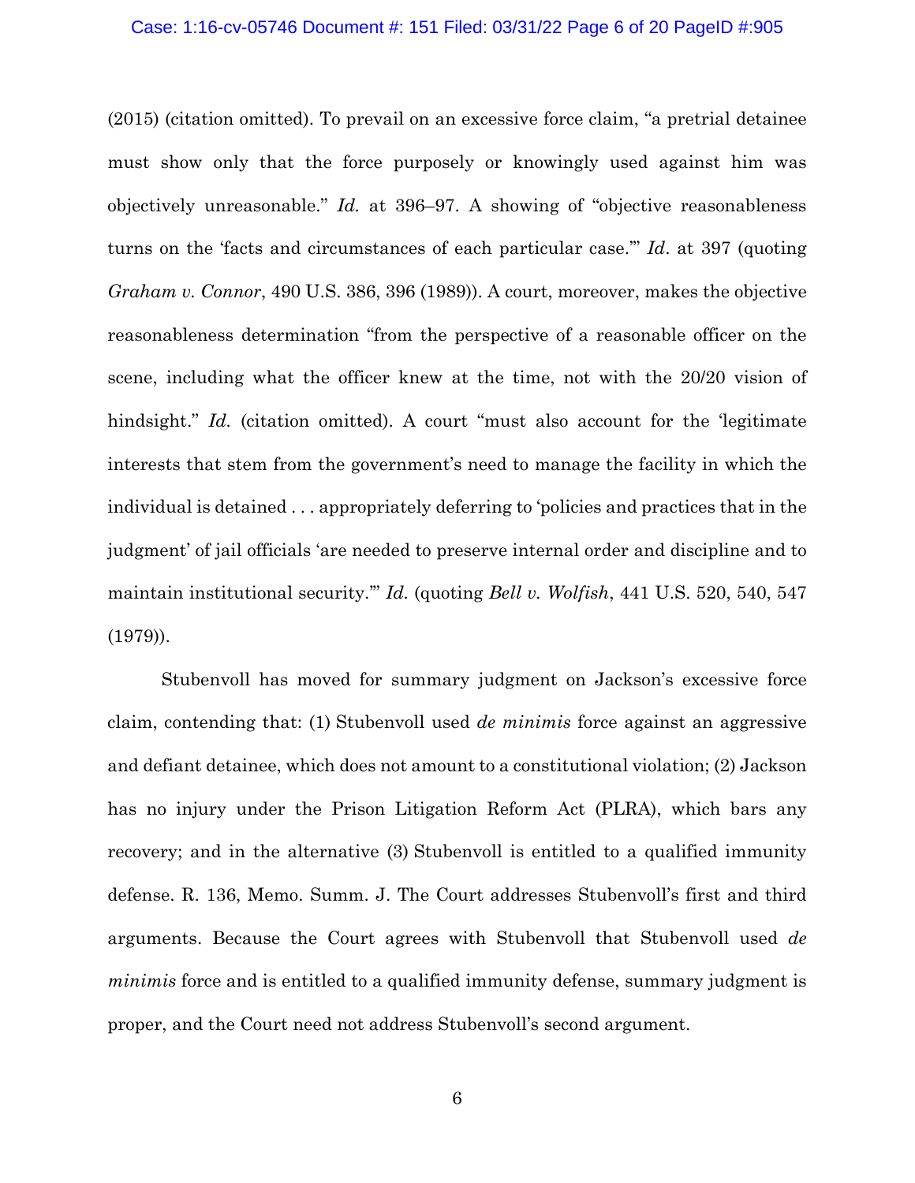(2015) (citation omitted). To prevail on an excessive force claim, "a pretrial detainee must show only that the force purposely or knowingly used against him was objectively unreasonable." *Id.* at 396–97. A showing of "objective reasonableness turns on the 'facts and circumstances of each particular case.'" *Id*. at 397 (quoting *Graham v. Connor*, 490 U.S. 386, 396 (1989)). A court, moreover, makes the objective reasonableness determination "from the perspective of a reasonable officer on the scene, including what the officer knew at the time, not with the 20/20 vision of hindsight." *Id.* (citation omitted). A court "must also account for the 'legitimate interests that stem from the government's need to manage the facility in which the individual is detained . . . appropriately deferring to 'policies and practices that in the judgment' of jail officials 'are needed to preserve internal order and discipline and to maintain institutional security.'" *Id.* (quoting *Bell v. Wolfish*, 441 U.S. 520, 540, 547 (1979)).

Stubenvoll has moved for summary judgment on Jackson's excessive force claim, contending that: (1) Stubenvoll used *de minimis* force against an aggressive and defiant detainee, which does not amount to a constitutional violation; (2) Jackson has no injury under the Prison Litigation Reform Act (PLRA), which bars any recovery; and in the alternative (3) Stubenvoll is entitled to a qualified immunity defense. R. 136, Memo. Summ. J. The Court addresses Stubenvoll's first and third arguments. Because the Court agrees with Stubenvoll that Stubenvoll used *de minimis* force and is entitled to a qualified immunity defense, summary judgment is proper, and the Court need not address Stubenvoll's second argument.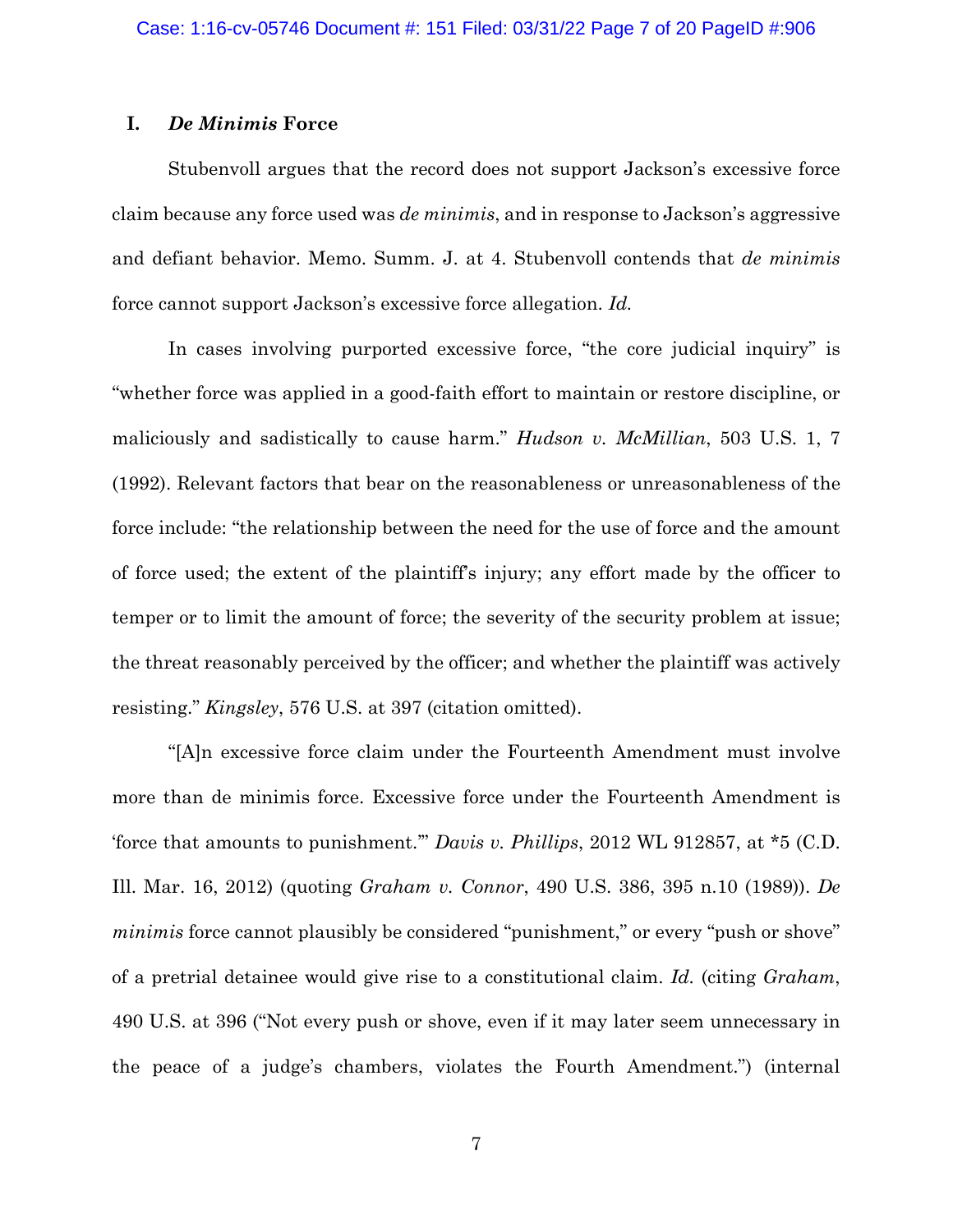## I. *De Minimis* Force

Stubenvoll argues that the record does not support Jackson's excessive force claim because any force used was *de minimis*, and in response to Jackson's aggressive and defiant behavior. Memo. Summ. J. at 4. Stubenvoll contends that *de minimis* force cannot support Jackson's excessive force allegation. *Id.*

In cases involving purported excessive force, "the core judicial inquiry" is "whether force was applied in a good-faith effort to maintain or restore discipline, or maliciously and sadistically to cause harm." *Hudson v. McMillian*, 503 U.S. 1, 7 (1992). Relevant factors that bear on the reasonableness or unreasonableness of the force include: "the relationship between the need for the use of force and the amount of force used; the extent of the plaintiff's injury; any effort made by the officer to temper or to limit the amount of force; the severity of the security problem at issue; the threat reasonably perceived by the officer; and whether the plaintiff was actively resisting." *Kingsley*, 576 U.S. at 397 (citation omitted).

"[A]n excessive force claim under the Fourteenth Amendment must involve more than de minimis force. Excessive force under the Fourteenth Amendment is 'force that amounts to punishment.'" *Davis v. Phillips*, 2012 WL 912857, at *5 (C.D. Ill. Mar. 16, 2012) (quoting *Graham v. Connor*, 490 U.S. 386, 395 n.10 (1989)). *De minimis* force cannot plausibly be considered "punishment," or every "push or shove" of a pretrial detainee would give rise to a constitutional claim. *Id.* (citing *Graham*, 490 U.S. at 396 ("Not every push or shove, even if it may later seem unnecessary in the peace of a judge's chambers, violates the Fourth Amendment.") (internal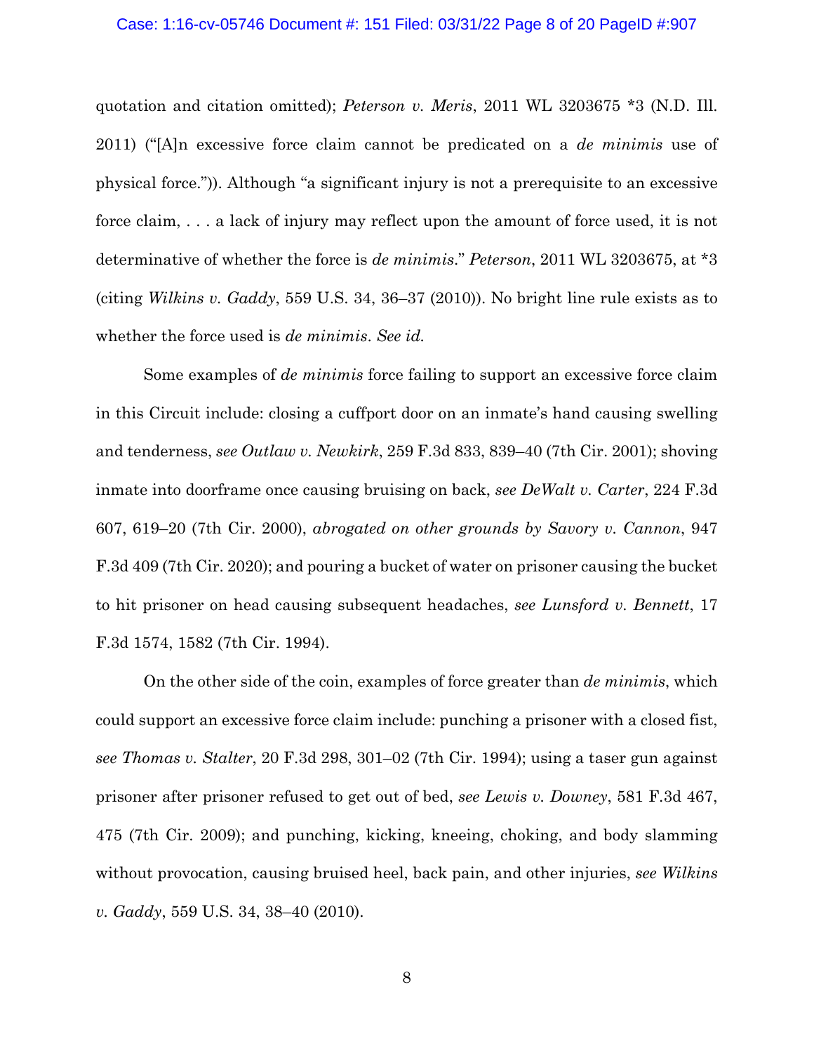quotation and citation omitted); *Peterson v. Meris*, 2011 WL 3203675 *3 (N.D. Ill. 2011) ("[A]n excessive force claim cannot be predicated on a *de minimis* use of physical force.")). Although "a significant injury is not a prerequisite to an excessive force claim, . . . a lack of injury may reflect upon the amount of force used, it is not determinative of whether the force is *de minimis*." *Peterson*, 2011 WL 3203675, at *3 (citing *Wilkins v. Gaddy*, 559 U.S. 34, 36–37 (2010)). No bright line rule exists as to whether the force used is *de minimis*. *See id.*

Some examples of *de minimis* force failing to support an excessive force claim in this Circuit include: closing a cuffport door on an inmate's hand causing swelling and tenderness, *see Outlaw v. Newkirk*, 259 F.3d 833, 839–40 (7th Cir. 2001); shoving inmate into doorframe once causing bruising on back, *see DeWalt v. Carter*, 224 F.3d 607, 619–20 (7th Cir. 2000), *abrogated on other grounds by Savory v. Cannon*, 947 F.3d 409 (7th Cir. 2020); and pouring a bucket of water on prisoner causing the bucket to hit prisoner on head causing subsequent headaches, *see Lunsford v. Bennett*, 17 F.3d 1574, 1582 (7th Cir. 1994).

On the other side of the coin, examples of force greater than *de minimis*, which could support an excessive force claim include: punching a prisoner with a closed fist, *see Thomas v. Stalter*, 20 F.3d 298, 301–02 (7th Cir. 1994); using a taser gun against prisoner after prisoner refused to get out of bed, *see Lewis v. Downey*, 581 F.3d 467, 475 (7th Cir. 2009); and punching, kicking, kneeing, choking, and body slamming without provocation, causing bruised heel, back pain, and other injuries, *see Wilkins v. Gaddy*, 559 U.S. 34, 38–40 (2010).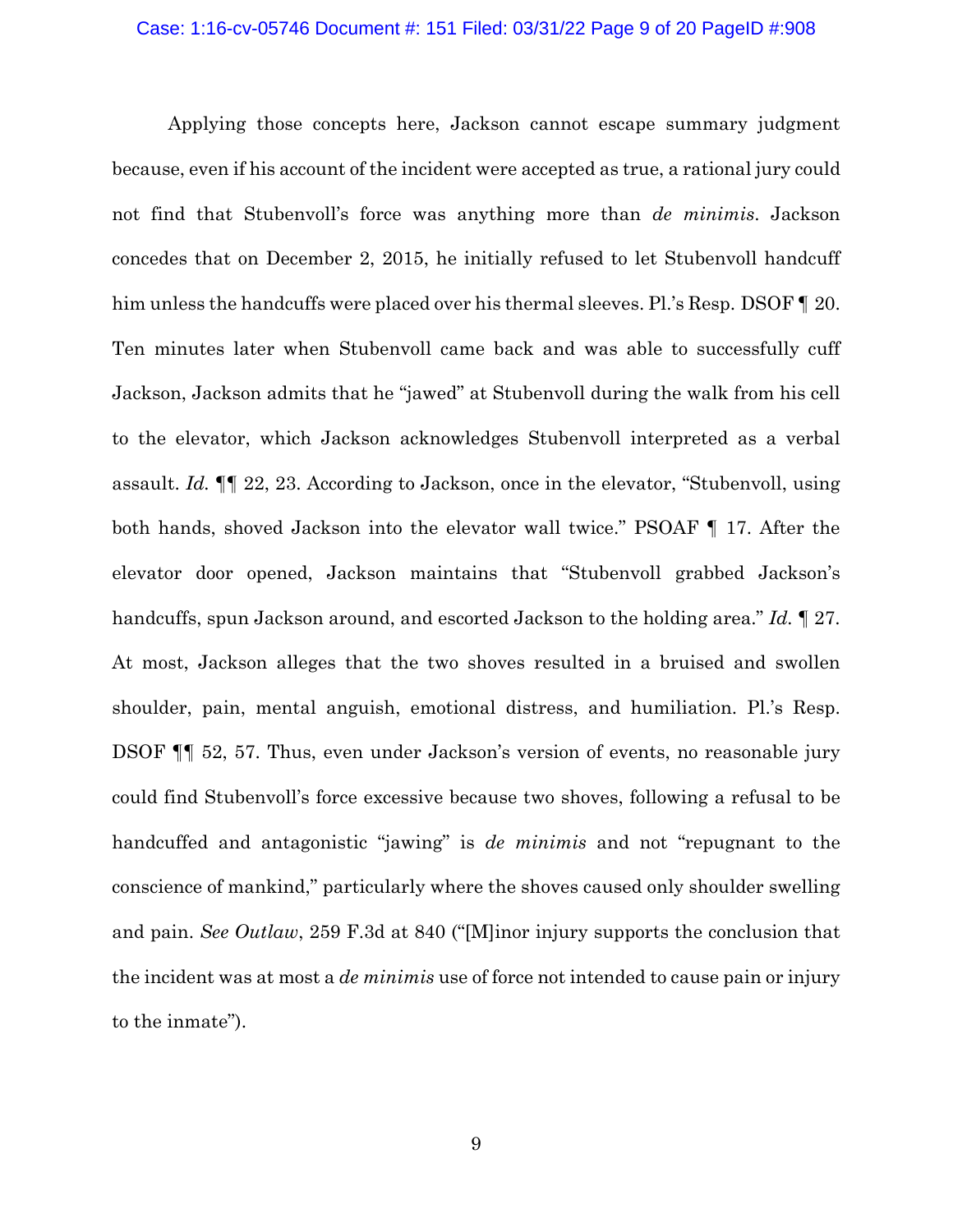Applying those concepts here, Jackson cannot escape summary judgment because, even if his account of the incident were accepted as true, a rational jury could not find that Stubenvoll's force was anything more than *de minimis*. Jackson concedes that on December 2, 2015, he initially refused to let Stubenvoll handcuff him unless the handcuffs were placed over his thermal sleeves. Pl.'s Resp. DSOF ¶ 20. Ten minutes later when Stubenvoll came back and was able to successfully cuff Jackson, Jackson admits that he "jawed" at Stubenvoll during the walk from his cell to the elevator, which Jackson acknowledges Stubenvoll interpreted as a verbal assault. *Id.* ¶¶ 22, 23. According to Jackson, once in the elevator, "Stubenvoll, using both hands, shoved Jackson into the elevator wall twice." PSOAF ¶ 17. After the elevator door opened, Jackson maintains that "Stubenvoll grabbed Jackson's handcuffs, spun Jackson around, and escorted Jackson to the holding area." *Id.* ¶ 27. At most, Jackson alleges that the two shoves resulted in a bruised and swollen shoulder, pain, mental anguish, emotional distress, and humiliation. Pl.'s Resp. DSOF ¶¶ 52, 57. Thus, even under Jackson's version of events, no reasonable jury could find Stubenvoll's force excessive because two shoves, following a refusal to be handcuffed and antagonistic "jawing" is *de minimis* and not "repugnant to the conscience of mankind," particularly where the shoves caused only shoulder swelling and pain. *See Outlaw*, 259 F.3d at 840 ("[M]inor injury supports the conclusion that the incident was at most a *de minimis* use of force not intended to cause pain or injury to the inmate").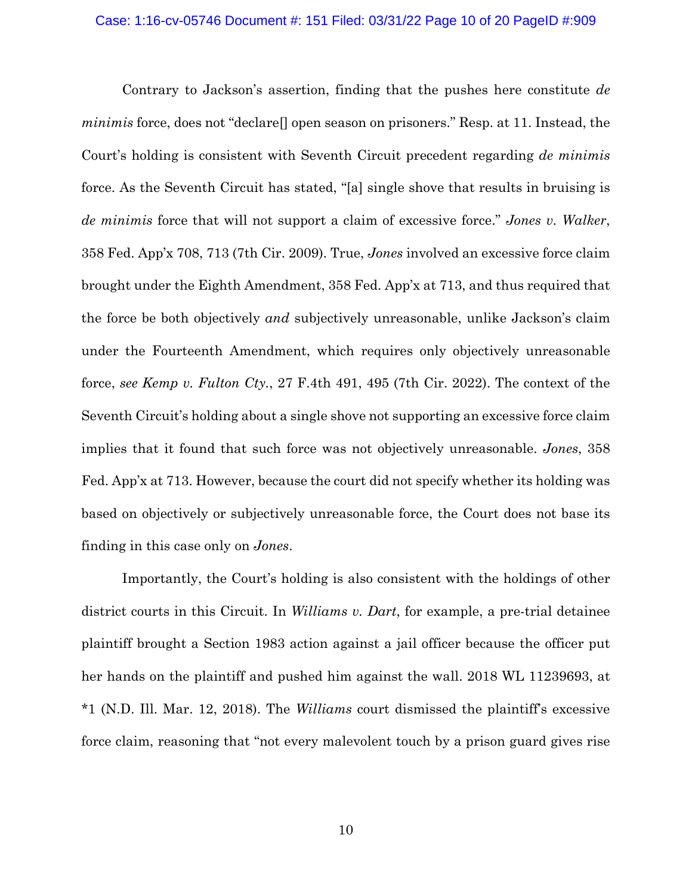Contrary to Jackson's assertion, finding that the pushes here constitute *de minimis* force, does not "declare[] open season on prisoners." Resp. at 11. Instead, the Court's holding is consistent with Seventh Circuit precedent regarding *de minimis* force. As the Seventh Circuit has stated, "[a] single shove that results in bruising is *de minimis* force that will not support a claim of excessive force." *Jones v. Walker*, 358 Fed. App'x 708, 713 (7th Cir. 2009). True, *Jones* involved an excessive force claim brought under the Eighth Amendment, 358 Fed. App'x at 713, and thus required that the force be both objectively *and* subjectively unreasonable, unlike Jackson's claim under the Fourteenth Amendment, which requires only objectively unreasonable force, *see Kemp v. Fulton Cty.*, 27 F.4th 491, 495 (7th Cir. 2022). The context of the Seventh Circuit's holding about a single shove not supporting an excessive force claim implies that it found that such force was not objectively unreasonable. *Jones*, 358 Fed. App'x at 713. However, because the court did not specify whether its holding was based on objectively or subjectively unreasonable force, the Court does not base its finding in this case only on *Jones*.

Importantly, the Court's holding is also consistent with the holdings of other district courts in this Circuit. In *Williams v. Dart*, for example, a pre-trial detainee plaintiff brought a Section 1983 action against a jail officer because the officer put her hands on the plaintiff and pushed him against the wall. 2018 WL 11239693, at *1 (N.D. Ill. Mar. 12, 2018). The *Williams* court dismissed the plaintiff's excessive force claim, reasoning that "not every malevolent touch by a prison guard gives rise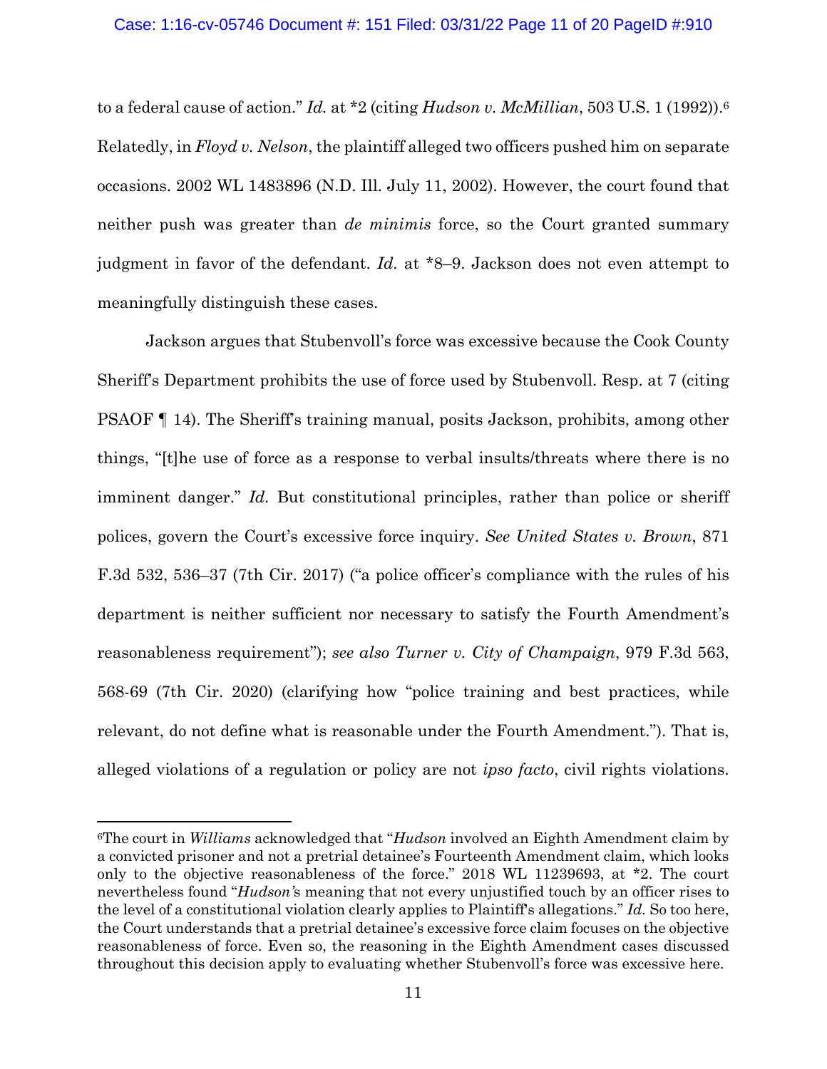to a federal cause of action." *Id.* at *2 (citing *Hudson v. McMillian*, 503 U.S. 1 (1992)).[6] Relatedly, in *Floyd v. Nelson*, the plaintiff alleged two officers pushed him on separate occasions. 2002 WL 1483896 (N.D. Ill. July 11, 2002). However, the court found that neither push was greater than *de minimis* force, so the Court granted summary judgment in favor of the defendant. *Id.* at *8–9. Jackson does not even attempt to meaningfully distinguish these cases.

Jackson argues that Stubenvoll's force was excessive because the Cook County Sheriff's Department prohibits the use of force used by Stubenvoll. Resp. at 7 (citing PSAOF ¶ 14). The Sheriff's training manual, posits Jackson, prohibits, among other things, "[t]he use of force as a response to verbal insults/threats where there is no imminent danger." *Id.* But constitutional principles, rather than police or sheriff polices, govern the Court's excessive force inquiry. *See United States v. Brown*, 871 F.3d 532, 536–37 (7th Cir. 2017) ("a police officer's compliance with the rules of his department is neither sufficient nor necessary to satisfy the Fourth Amendment's reasonableness requirement"); *see also Turner v. City of Champaign*, 979 F.3d 563, 568-69 (7th Cir. 2020) (clarifying how "police training and best practices, while relevant, do not define what is reasonable under the Fourth Amendment."). That is, alleged violations of a regulation or policy are not *ipso facto*, civil rights violations.

---

[6]The court in *Williams* acknowledged that "*Hudson* involved an Eighth Amendment claim by a convicted prisoner and not a pretrial detainee's Fourteenth Amendment claim, which looks only to the objective reasonableness of the force." 2018 WL 11239693, at *2. The court nevertheless found "*Hudson'*s meaning that not every unjustified touch by an officer rises to the level of a constitutional violation clearly applies to Plaintiff's allegations." *Id.* So too here, the Court understands that a pretrial detainee's excessive force claim focuses on the objective reasonableness of force. Even so, the reasoning in the Eighth Amendment cases discussed throughout this decision apply to evaluating whether Stubenvoll's force was excessive here.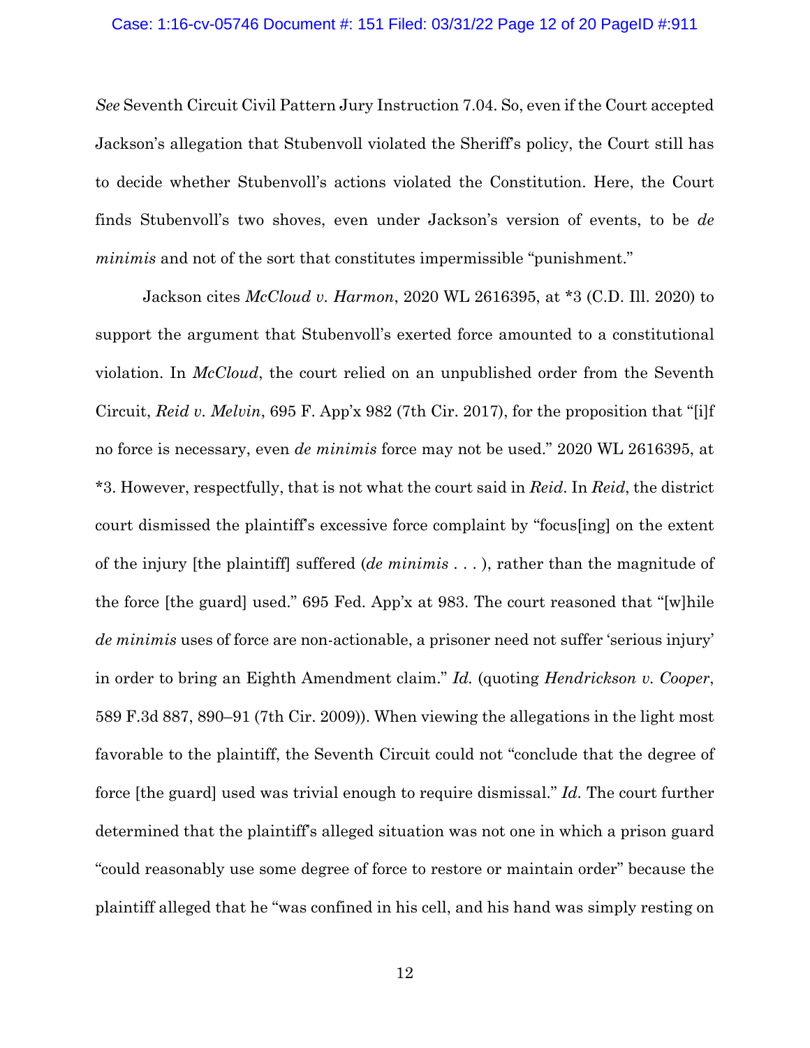*See* Seventh Circuit Civil Pattern Jury Instruction 7.04. So, even if the Court accepted Jackson's allegation that Stubenvoll violated the Sheriff's policy, the Court still has to decide whether Stubenvoll's actions violated the Constitution. Here, the Court finds Stubenvoll's two shoves, even under Jackson's version of events, to be *de minimis* and not of the sort that constitutes impermissible "punishment."

Jackson cites *McCloud v. Harmon*, 2020 WL 2616395, at *3 (C.D. Ill. 2020) to support the argument that Stubenvoll's exerted force amounted to a constitutional violation. In *McCloud*, the court relied on an unpublished order from the Seventh Circuit, *Reid v. Melvin*, 695 F. App'x 982 (7th Cir. 2017), for the proposition that "[i]f no force is necessary, even *de minimis* force may not be used." 2020 WL 2616395, at *3. However, respectfully, that is not what the court said in *Reid*. In *Reid*, the district court dismissed the plaintiff's excessive force complaint by "focus[ing] on the extent of the injury [the plaintiff] suffered (*de minimis* . . . ), rather than the magnitude of the force [the guard] used." 695 Fed. App'x at 983. The court reasoned that "[w]hile *de minimis* uses of force are non-actionable, a prisoner need not suffer 'serious injury' in order to bring an Eighth Amendment claim." *Id.* (quoting *Hendrickson v. Cooper*, 589 F.3d 887, 890–91 (7th Cir. 2009)). When viewing the allegations in the light most favorable to the plaintiff, the Seventh Circuit could not "conclude that the degree of force [the guard] used was trivial enough to require dismissal." *Id.* The court further determined that the plaintiff's alleged situation was not one in which a prison guard "could reasonably use some degree of force to restore or maintain order" because the plaintiff alleged that he "was confined in his cell, and his hand was simply resting on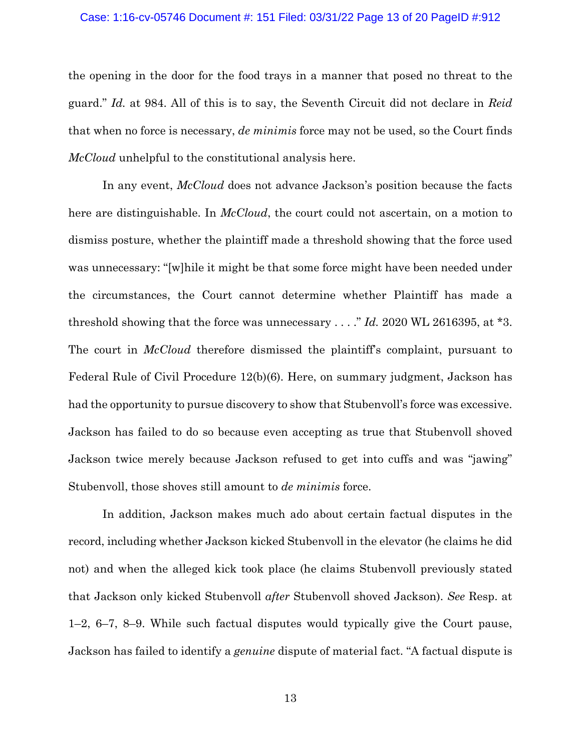the opening in the door for the food trays in a manner that posed no threat to the guard." *Id.* at 984. All of this is to say, the Seventh Circuit did not declare in *Reid* that when no force is necessary, *de minimis* force may not be used, so the Court finds *McCloud* unhelpful to the constitutional analysis here.

In any event, *McCloud* does not advance Jackson's position because the facts here are distinguishable. In *McCloud*, the court could not ascertain, on a motion to dismiss posture, whether the plaintiff made a threshold showing that the force used was unnecessary: "[w]hile it might be that some force might have been needed under the circumstances, the Court cannot determine whether Plaintiff has made a threshold showing that the force was unnecessary . . . ." *Id.* 2020 WL 2616395, at *3. The court in *McCloud* therefore dismissed the plaintiff's complaint, pursuant to Federal Rule of Civil Procedure 12(b)(6). Here, on summary judgment, Jackson has had the opportunity to pursue discovery to show that Stubenvoll's force was excessive. Jackson has failed to do so because even accepting as true that Stubenvoll shoved Jackson twice merely because Jackson refused to get into cuffs and was "jawing" Stubenvoll, those shoves still amount to *de minimis* force.

In addition, Jackson makes much ado about certain factual disputes in the record, including whether Jackson kicked Stubenvoll in the elevator (he claims he did not) and when the alleged kick took place (he claims Stubenvoll previously stated that Jackson only kicked Stubenvoll *after* Stubenvoll shoved Jackson). *See* Resp. at 1–2, 6–7, 8–9. While such factual disputes would typically give the Court pause, Jackson has failed to identify a *genuine* dispute of material fact. "A factual dispute is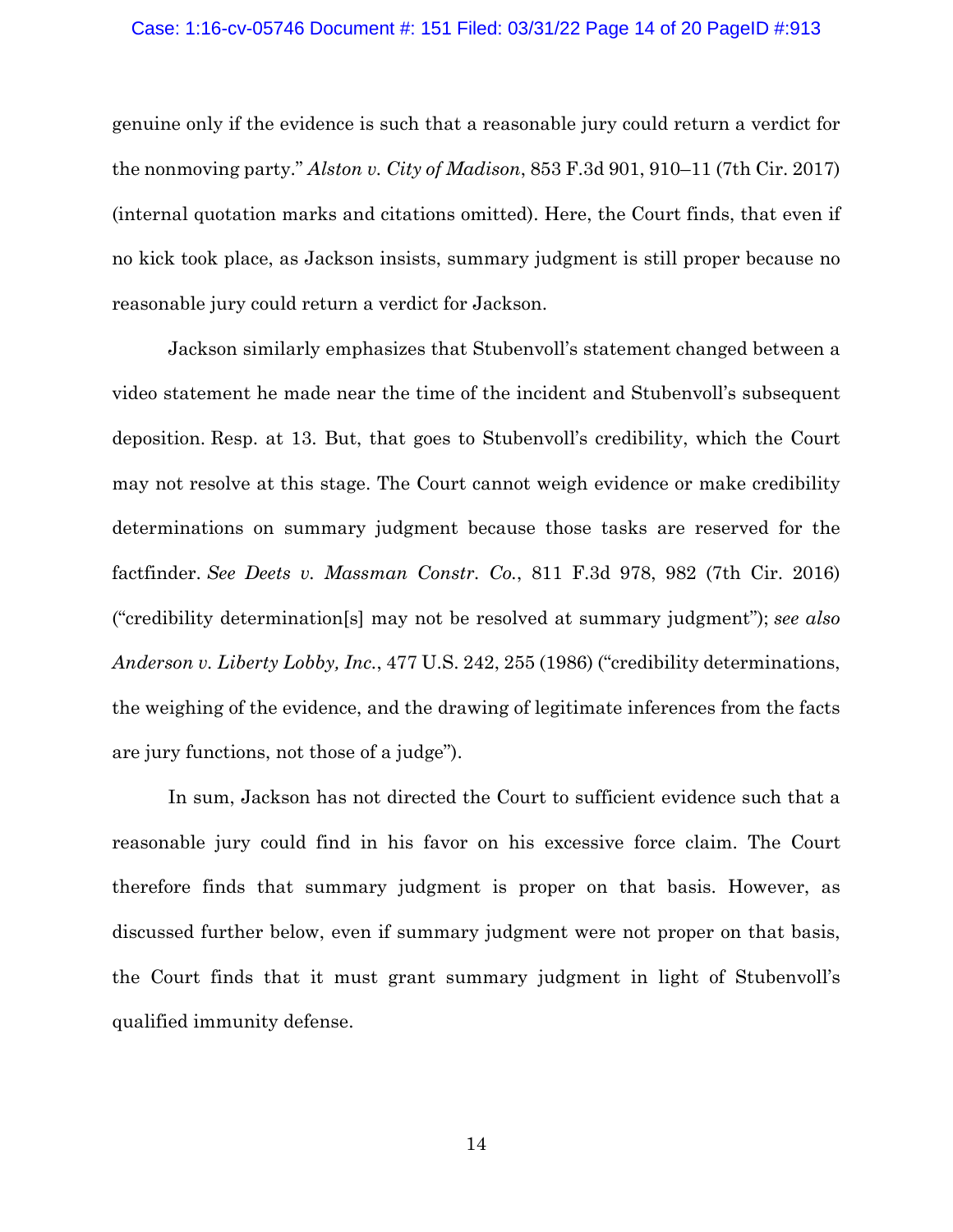genuine only if the evidence is such that a reasonable jury could return a verdict for the nonmoving party." *Alston v. City of Madison*, 853 F.3d 901, 910–11 (7th Cir. 2017) (internal quotation marks and citations omitted). Here, the Court finds, that even if no kick took place, as Jackson insists, summary judgment is still proper because no reasonable jury could return a verdict for Jackson.

Jackson similarly emphasizes that Stubenvoll's statement changed between a video statement he made near the time of the incident and Stubenvoll's subsequent deposition. Resp. at 13. But, that goes to Stubenvoll's credibility, which the Court may not resolve at this stage. The Court cannot weigh evidence or make credibility determinations on summary judgment because those tasks are reserved for the factfinder. *See Deets v. Massman Constr. Co.*, 811 F.3d 978, 982 (7th Cir. 2016) ("credibility determination[s] may not be resolved at summary judgment"); *see also Anderson v. Liberty Lobby, Inc.*, 477 U.S. 242, 255 (1986) ("credibility determinations, the weighing of the evidence, and the drawing of legitimate inferences from the facts are jury functions, not those of a judge").

In sum, Jackson has not directed the Court to sufficient evidence such that a reasonable jury could find in his favor on his excessive force claim. The Court therefore finds that summary judgment is proper on that basis. However, as discussed further below, even if summary judgment were not proper on that basis, the Court finds that it must grant summary judgment in light of Stubenvoll's qualified immunity defense.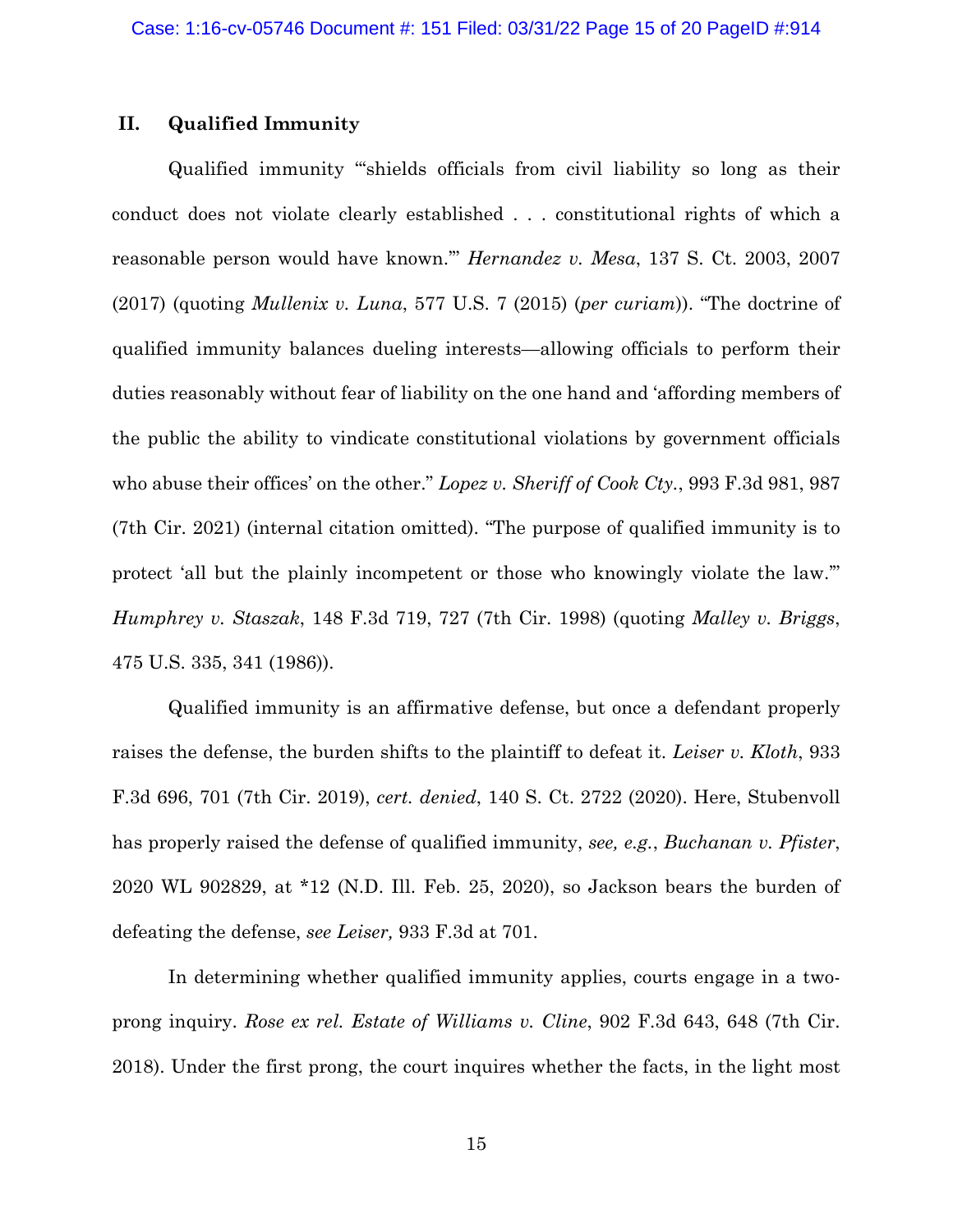## II. Qualified Immunity

Qualified immunity "'shields officials from civil liability so long as their conduct does not violate clearly established . . . constitutional rights of which a reasonable person would have known.'" *Hernandez v. Mesa*, 137 S. Ct. 2003, 2007 (2017) (quoting *Mullenix v. Luna*, 577 U.S. 7 (2015) (*per curiam*)). "The doctrine of qualified immunity balances dueling interests—allowing officials to perform their duties reasonably without fear of liability on the one hand and 'affording members of the public the ability to vindicate constitutional violations by government officials who abuse their offices' on the other." *Lopez v. Sheriff of Cook Cty.*, 993 F.3d 981, 987 (7th Cir. 2021) (internal citation omitted). "The purpose of qualified immunity is to protect 'all but the plainly incompetent or those who knowingly violate the law.'" *Humphrey v. Staszak*, 148 F.3d 719, 727 (7th Cir. 1998) (quoting *Malley v. Briggs*, 475 U.S. 335, 341 (1986)).

Qualified immunity is an affirmative defense, but once a defendant properly raises the defense, the burden shifts to the plaintiff to defeat it. *Leiser v. Kloth*, 933 F.3d 696, 701 (7th Cir. 2019), *cert. denied*, 140 S. Ct. 2722 (2020). Here, Stubenvoll has properly raised the defense of qualified immunity, *see, e.g.*, *Buchanan v. Pfister*, 2020 WL 902829, at *12 (N.D. Ill. Feb. 25, 2020), so Jackson bears the burden of defeating the defense, *see Leiser,* 933 F.3d at 701.

In determining whether qualified immunity applies, courts engage in a two-prong inquiry. *Rose ex rel. Estate of Williams v. Cline*, 902 F.3d 643, 648 (7th Cir. 2018). Under the first prong, the court inquires whether the facts, in the light most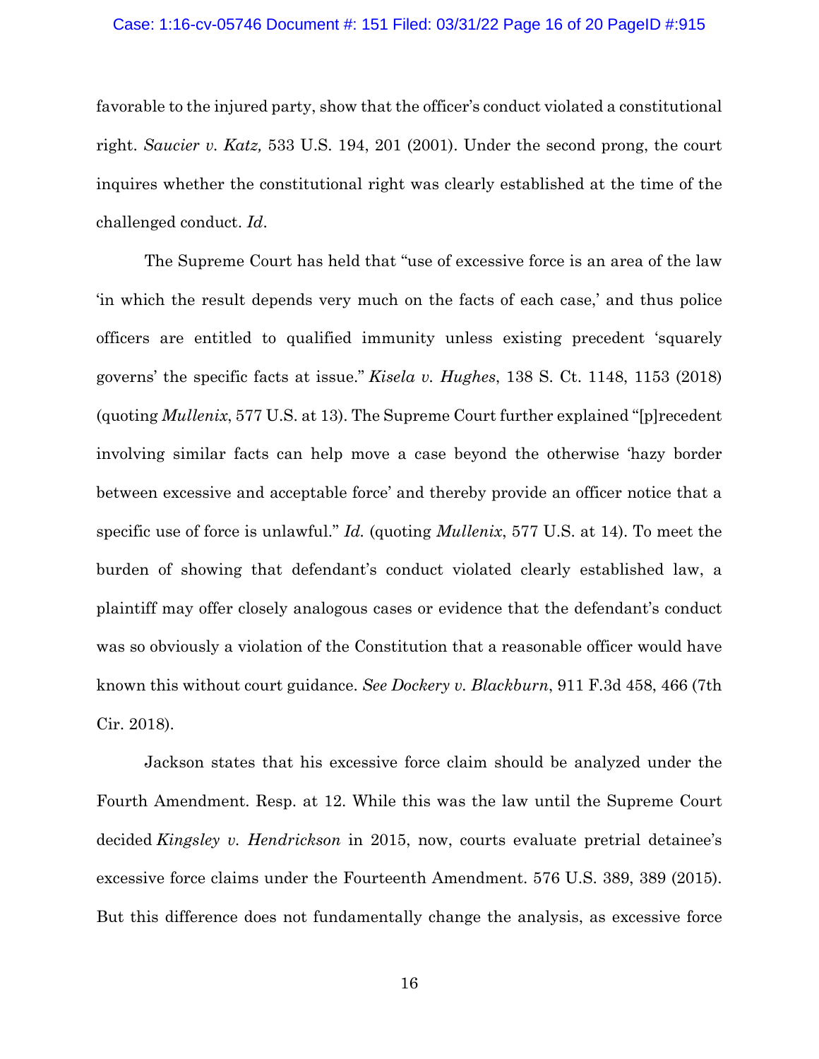favorable to the injured party, show that the officer's conduct violated a constitutional right. *Saucier v. Katz,* 533 U.S. 194, 201 (2001). Under the second prong, the court inquires whether the constitutional right was clearly established at the time of the challenged conduct. *Id*.

The Supreme Court has held that "use of excessive force is an area of the law 'in which the result depends very much on the facts of each case,' and thus police officers are entitled to qualified immunity unless existing precedent 'squarely governs' the specific facts at issue." *Kisela v. Hughes*, 138 S. Ct. 1148, 1153 (2018) (quoting *Mullenix*, 577 U.S. at 13). The Supreme Court further explained "[p]recedent involving similar facts can help move a case beyond the otherwise 'hazy border between excessive and acceptable force' and thereby provide an officer notice that a specific use of force is unlawful." *Id.* (quoting *Mullenix*, 577 U.S. at 14). To meet the burden of showing that defendant's conduct violated clearly established law, a plaintiff may offer closely analogous cases or evidence that the defendant's conduct was so obviously a violation of the Constitution that a reasonable officer would have known this without court guidance. *See Dockery v. Blackburn*, 911 F.3d 458, 466 (7th Cir. 2018).

Jackson states that his excessive force claim should be analyzed under the Fourth Amendment. Resp. at 12. While this was the law until the Supreme Court decided *Kingsley v. Hendrickson* in 2015, now, courts evaluate pretrial detainee's excessive force claims under the Fourteenth Amendment. 576 U.S. 389, 389 (2015). But this difference does not fundamentally change the analysis, as excessive force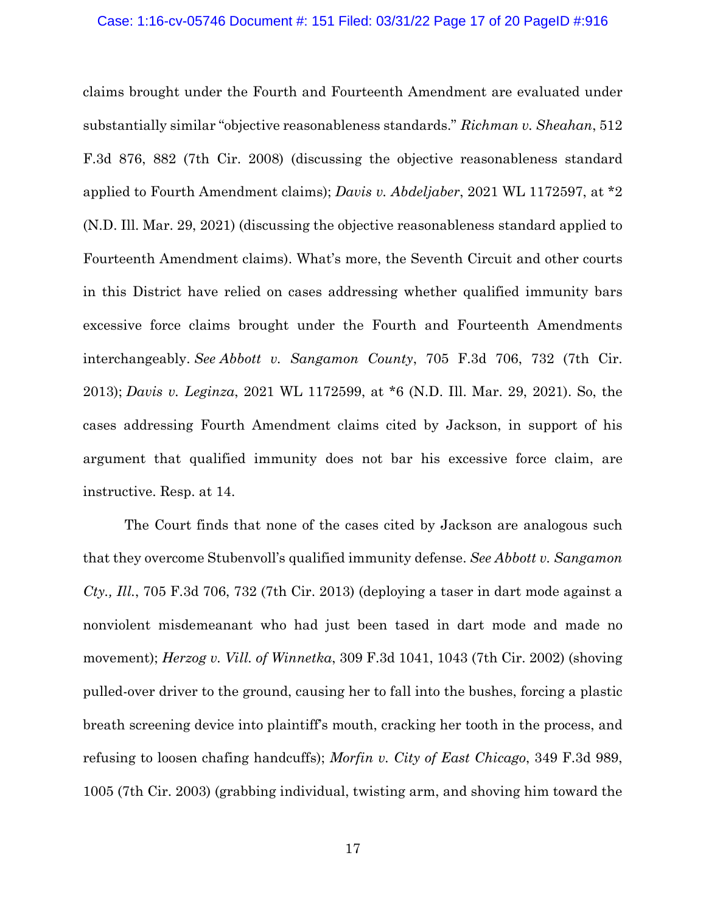claims brought under the Fourth and Fourteenth Amendment are evaluated under substantially similar "objective reasonableness standards." *Richman v. Sheahan*, 512 F.3d 876, 882 (7th Cir. 2008) (discussing the objective reasonableness standard applied to Fourth Amendment claims); *Davis v. Abdeljaber*, 2021 WL 1172597, at *2 (N.D. Ill. Mar. 29, 2021) (discussing the objective reasonableness standard applied to Fourteenth Amendment claims). What's more, the Seventh Circuit and other courts in this District have relied on cases addressing whether qualified immunity bars excessive force claims brought under the Fourth and Fourteenth Amendments interchangeably. *See Abbott v. Sangamon County*, 705 F.3d 706, 732 (7th Cir. 2013); *Davis v. Leginza*, 2021 WL 1172599, at *6 (N.D. Ill. Mar. 29, 2021). So, the cases addressing Fourth Amendment claims cited by Jackson, in support of his argument that qualified immunity does not bar his excessive force claim, are instructive. Resp. at 14.

The Court finds that none of the cases cited by Jackson are analogous such that they overcome Stubenvoll's qualified immunity defense. *See Abbott v. Sangamon Cty., Ill.*, 705 F.3d 706, 732 (7th Cir. 2013) (deploying a taser in dart mode against a nonviolent misdemeanant who had just been tased in dart mode and made no movement); *Herzog v. Vill. of Winnetka*, 309 F.3d 1041, 1043 (7th Cir. 2002) (shoving pulled-over driver to the ground, causing her to fall into the bushes, forcing a plastic breath screening device into plaintiff's mouth, cracking her tooth in the process, and refusing to loosen chafing handcuffs); *Morfin v. City of East Chicago*, 349 F.3d 989, 1005 (7th Cir. 2003) (grabbing individual, twisting arm, and shoving him toward the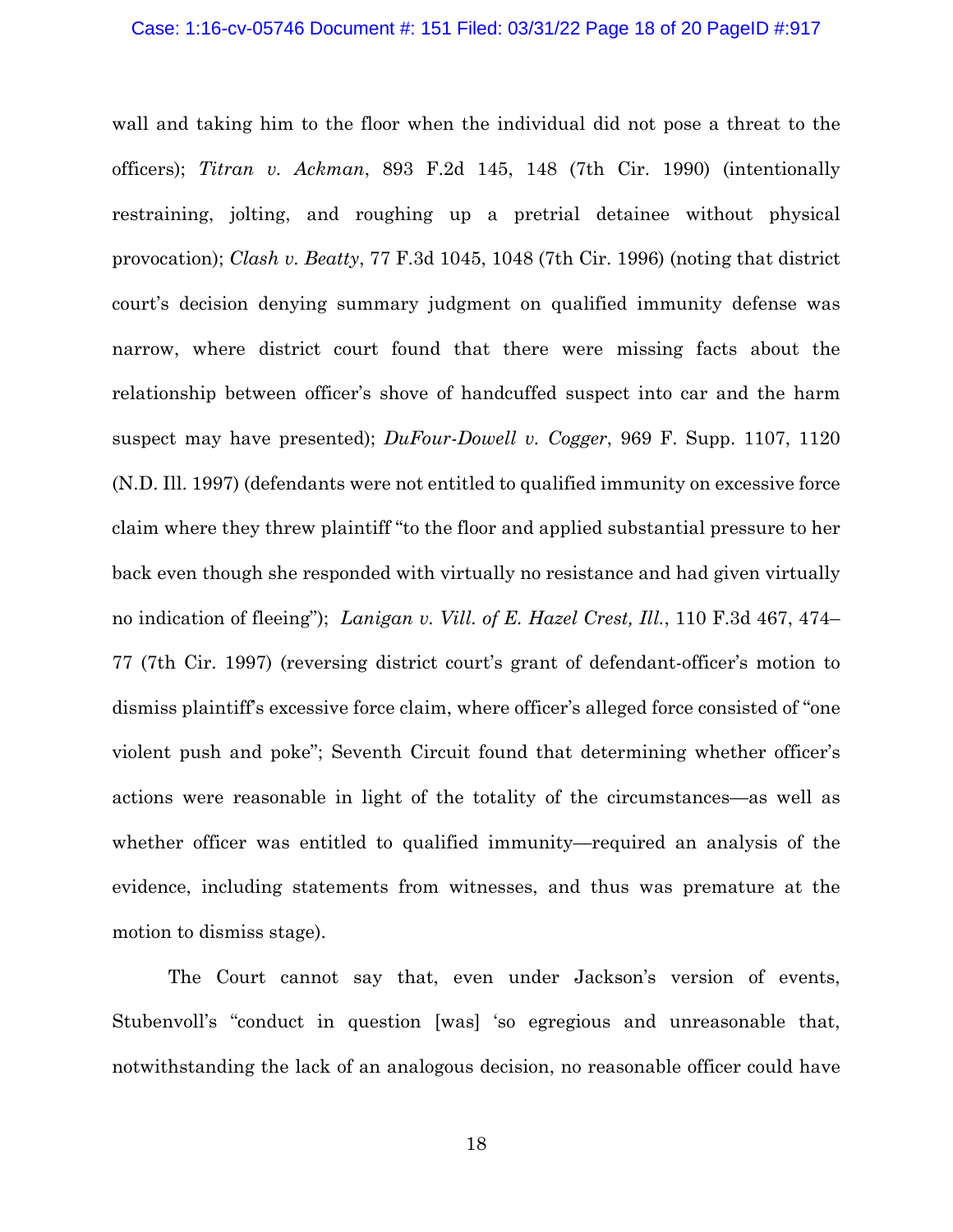wall and taking him to the floor when the individual did not pose a threat to the officers); *Titran v. Ackman*, 893 F.2d 145, 148 (7th Cir. 1990) (intentionally restraining, jolting, and roughing up a pretrial detainee without physical provocation); *Clash v. Beatty*, 77 F.3d 1045, 1048 (7th Cir. 1996) (noting that district court's decision denying summary judgment on qualified immunity defense was narrow, where district court found that there were missing facts about the relationship between officer's shove of handcuffed suspect into car and the harm suspect may have presented); *DuFour-Dowell v. Cogger*, 969 F. Supp. 1107, 1120 (N.D. Ill. 1997) (defendants were not entitled to qualified immunity on excessive force claim where they threw plaintiff "to the floor and applied substantial pressure to her back even though she responded with virtually no resistance and had given virtually no indication of fleeing"); *Lanigan v. Vill. of E. Hazel Crest, Ill.*, 110 F.3d 467, 474–77 (7th Cir. 1997) (reversing district court's grant of defendant-officer's motion to dismiss plaintiff's excessive force claim, where officer's alleged force consisted of "one violent push and poke"; Seventh Circuit found that determining whether officer's actions were reasonable in light of the totality of the circumstances—as well as whether officer was entitled to qualified immunity—required an analysis of the evidence, including statements from witnesses, and thus was premature at the motion to dismiss stage).

The Court cannot say that, even under Jackson's version of events, Stubenvoll's "conduct in question [was] 'so egregious and unreasonable that, notwithstanding the lack of an analogous decision, no reasonable officer could have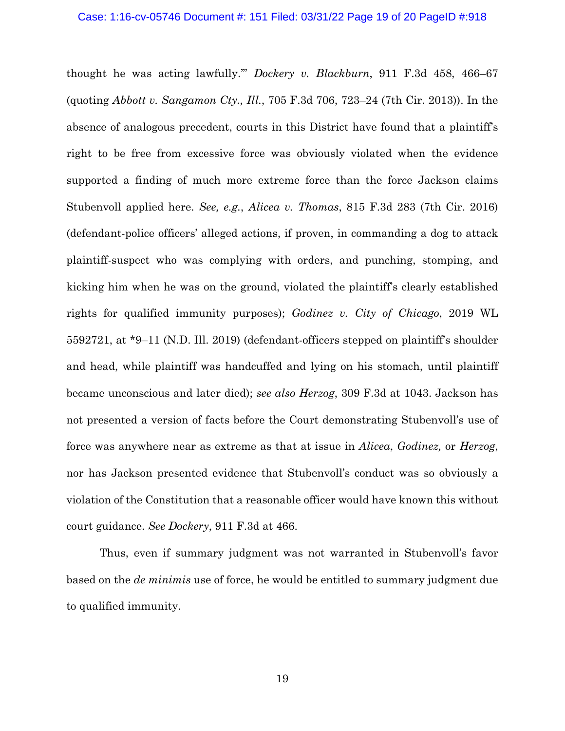thought he was acting lawfully.'" *Dockery v. Blackburn*, 911 F.3d 458, 466–67 (quoting *Abbott v. Sangamon Cty., Ill.*, 705 F.3d 706, 723–24 (7th Cir. 2013)). In the absence of analogous precedent, courts in this District have found that a plaintiff's right to be free from excessive force was obviously violated when the evidence supported a finding of much more extreme force than the force Jackson claims Stubenvoll applied here. *See, e.g.*, *Alicea v. Thomas*, 815 F.3d 283 (7th Cir. 2016) (defendant-police officers' alleged actions, if proven, in commanding a dog to attack plaintiff-suspect who was complying with orders, and punching, stomping, and kicking him when he was on the ground, violated the plaintiff's clearly established rights for qualified immunity purposes); *Godinez v. City of Chicago*, 2019 WL 5592721, at *9–11 (N.D. Ill. 2019) (defendant-officers stepped on plaintiff's shoulder and head, while plaintiff was handcuffed and lying on his stomach, until plaintiff became unconscious and later died); *see also Herzog*, 309 F.3d at 1043. Jackson has not presented a version of facts before the Court demonstrating Stubenvoll's use of force was anywhere near as extreme as that at issue in *Alicea*, *Godinez,* or *Herzog*, nor has Jackson presented evidence that Stubenvoll's conduct was so obviously a violation of the Constitution that a reasonable officer would have known this without court guidance. *See Dockery*, 911 F.3d at 466.

Thus, even if summary judgment was not warranted in Stubenvoll's favor based on the *de minimis* use of force, he would be entitled to summary judgment due to qualified immunity.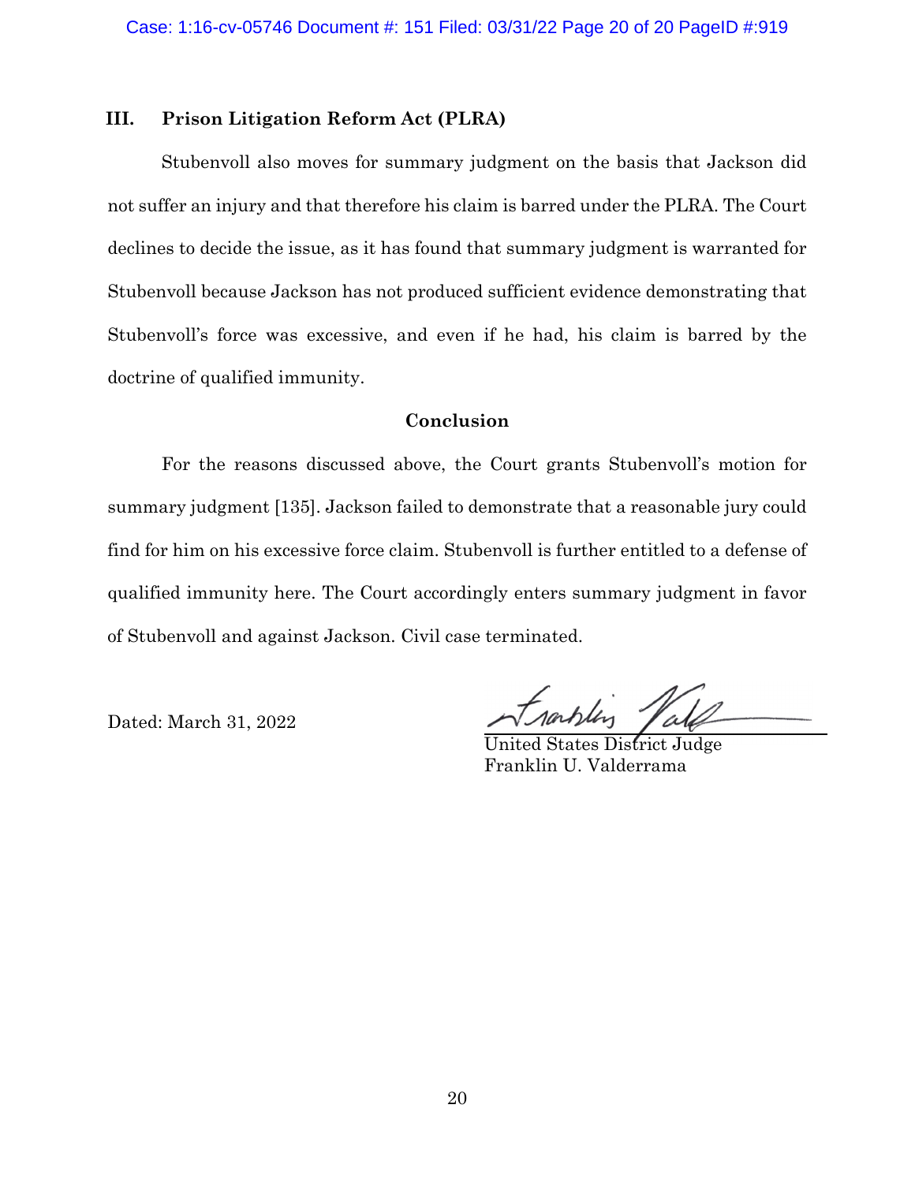### III. Prison Litigation Reform Act (PLRA)

Stubenvoll also moves for summary judgment on the basis that Jackson did not suffer an injury and that therefore his claim is barred under the PLRA. The Court declines to decide the issue, as it has found that summary judgment is warranted for Stubenvoll because Jackson has not produced sufficient evidence demonstrating that Stubenvoll's force was excessive, and even if he had, his claim is barred by the doctrine of qualified immunity.

## Conclusion

For the reasons discussed above, the Court grants Stubenvoll's motion for summary judgment [135]. Jackson failed to demonstrate that a reasonable jury could find for him on his excessive force claim. Stubenvoll is further entitled to a defense of qualified immunity here. The Court accordingly enters summary judgment in favor of Stubenvoll and against Jackson. Civil case terminated.

Dated: March 31, 2022

United States District Judge
Franklin U. Valderrama